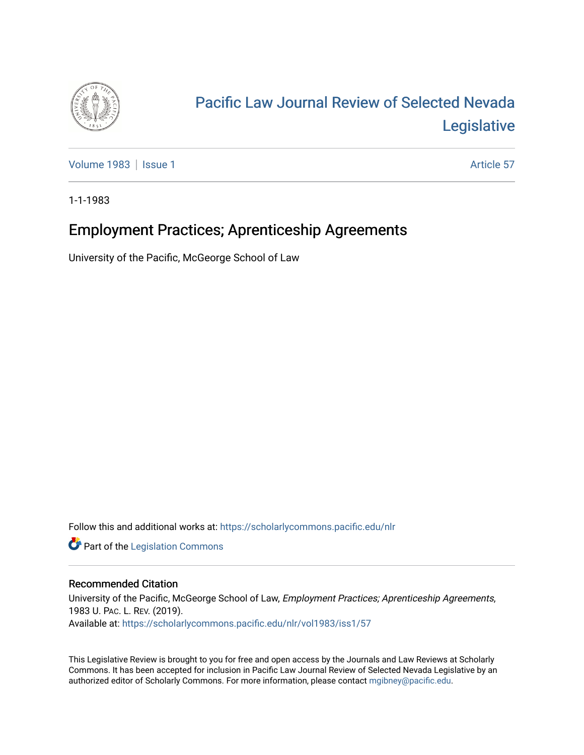# Pacific Law Journal Review of Selected Nevada Legislative

Volume 1983 | Issue 1 Article 57

1-1-1983

## Employment Practices; Aprenticeship Agreements

University of the Pacific, McGeorge School of Law

Follow this and additional works at: https://scholarlycommons.pacific.edu/nlr

Part of the Legislation Commons

### Recommended Citation

University of the Pacific, McGeorge School of Law, *Employment Practices; Aprenticeship Agreements*, 1983 U. Pac. L. Rev. (2019).
Available at: https://scholarlycommons.pacific.edu/nlr/vol1983/iss1/57

This Legislative Review is brought to you for free and open access by the Journals and Law Reviews at Scholarly Commons. It has been accepted for inclusion in Pacific Law Journal Review of Selected Nevada Legislative by an authorized editor of Scholarly Commons. For more information, please contact mgibney@pacific.edu.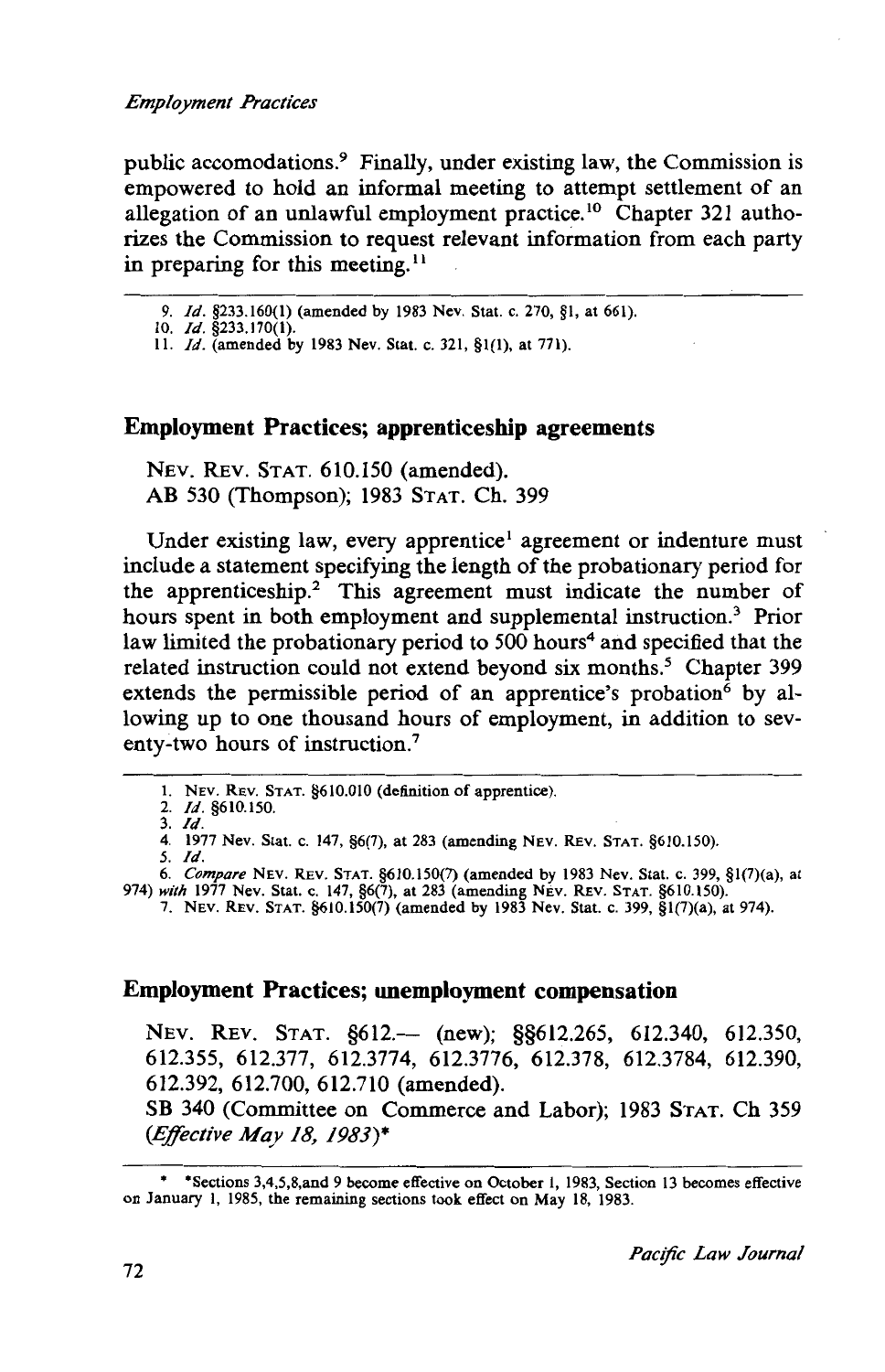public accomodations.[9] Finally, under existing law, the Commission is empowered to hold an informal meeting to attempt settlement of an allegation of an unlawful employment practice.[10] Chapter 321 authorizes the Commission to request relevant information from each party in preparing for this meeting.[11]

9. *Id.* §233.160(1) (amended by 1983 Nev. Stat. c. 270, §1, at 661).
10. *Id.* §233.170(1).
11. *Id.* (amended by 1983 Nev. Stat. c. 321, §1(1), at 771).

## Employment Practices; apprenticeship agreements

NEV. REV. STAT. 610.150 (amended).
AB 530 (Thompson); 1983 STAT. Ch. 399

Under existing law, every apprentice[1] agreement or indenture must include a statement specifying the length of the probationary period for the apprenticeship.[2] This agreement must indicate the number of hours spent in both employment and supplemental instruction.[3] Prior law limited the probationary period to 500 hours[4] and specified that the related instruction could not extend beyond six months.[5] Chapter 399 extends the permissible period of an apprentice's probation[6] by allowing up to one thousand hours of employment, in addition to seventy-two hours of instruction.[7]

1. NEV. REV. STAT. §610.010 (definition of apprentice).
2. *Id.* §610.150.
3. *Id.*
4. 1977 Nev. Stat. c. 147, §6(7), at 283 (amending NEV. REV. STAT. §610.150).
5. *Id.*
6. *Compare* NEV. REV. STAT. §610.150(7) (amended by 1983 Nev. Stat. c. 399, §1(7)(a), at 974) *with* 1977 Nev. Stat. c. 147, §6(7), at 283 (amending NEV. REV. STAT. §610.150).
7. NEV. REV. STAT. §610.150(7) (amended by 1983 Nev. Stat. c. 399, §1(7)(a), at 974).

## Employment Practices; unemployment compensation

NEV. REV. STAT. §612.— (new); §§612.265, 612.340, 612.350, 612.355, 612.377, 612.3774, 612.3776, 612.378, 612.3784, 612.390, 612.392, 612.700, 612.710 (amended).
SB 340 (Committee on Commerce and Labor); 1983 STAT. Ch 359 *(Effective May 18, 1983)**

\* \*Sections 3,4,5,8,and 9 become effective on October 1, 1983, Section 13 becomes effective on January 1, 1985, the remaining sections took effect on May 18, 1983.